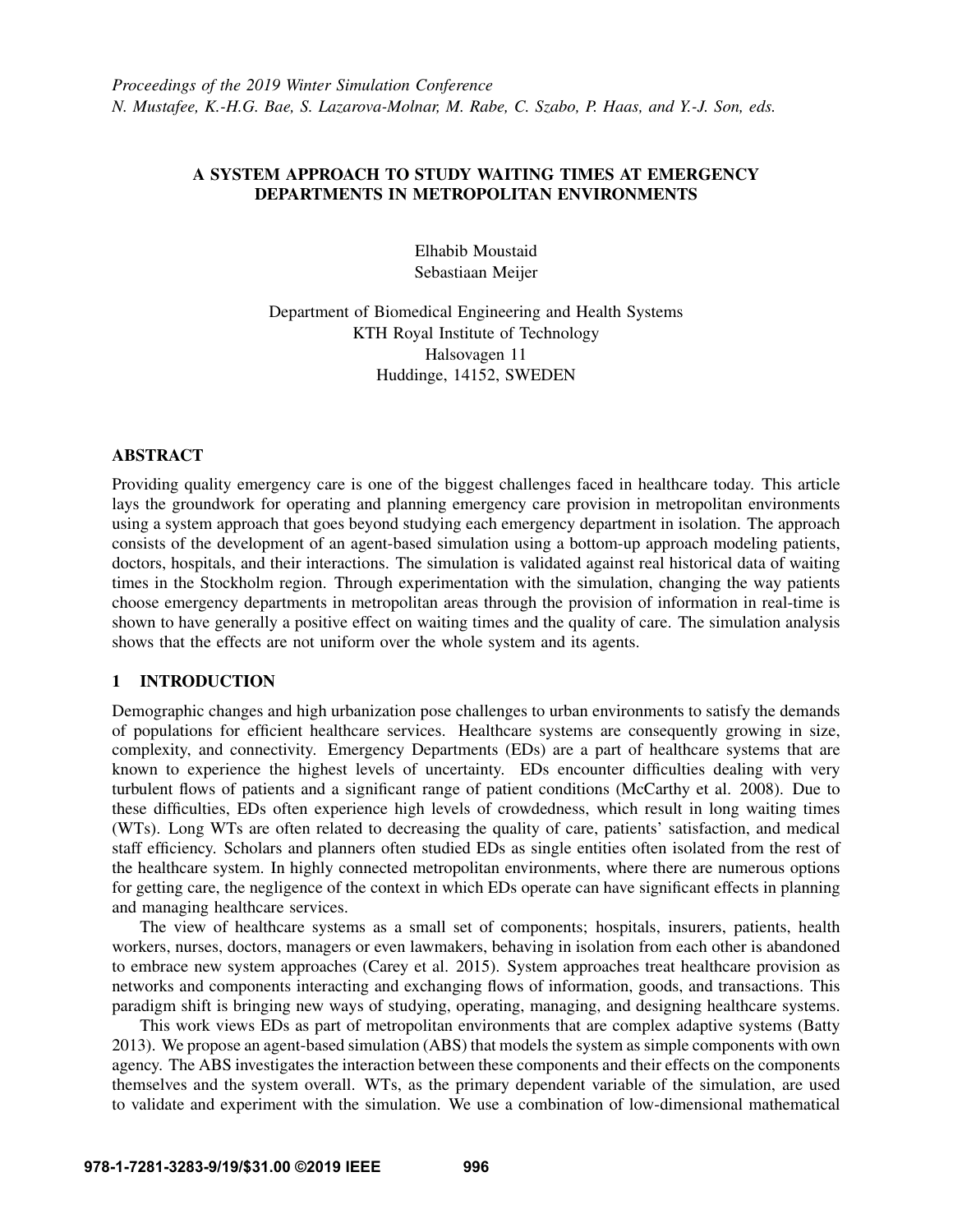*Proceedings of the 2019 Winter Simulation Conference*
*N. Mustafee, K.-H.G. Bae, S. Lazarova-Molnar, M. Rabe, C. Szabo, P. Haas, and Y.-J. Son, eds.*

# A SYSTEM APPROACH TO STUDY WAITING TIMES AT EMERGENCY DEPARTMENTS IN METROPOLITAN ENVIRONMENTS

Elhabib Moustaid
Sebastiaan Meijer

Department of Biomedical Engineering and Health Systems
KTH Royal Institute of Technology
Halsovagen 11
Huddinge, 14152, SWEDEN

## ABSTRACT

Providing quality emergency care is one of the biggest challenges faced in healthcare today. This article lays the groundwork for operating and planning emergency care provision in metropolitan environments using a system approach that goes beyond studying each emergency department in isolation. The approach consists of the development of an agent-based simulation using a bottom-up approach modeling patients, doctors, hospitals, and their interactions. The simulation is validated against real historical data of waiting times in the Stockholm region. Through experimentation with the simulation, changing the way patients choose emergency departments in metropolitan areas through the provision of information in real-time is shown to have generally a positive effect on waiting times and the quality of care. The simulation analysis shows that the effects are not uniform over the whole system and its agents.

## 1 INTRODUCTION

Demographic changes and high urbanization pose challenges to urban environments to satisfy the demands of populations for efficient healthcare services. Healthcare systems are consequently growing in size, complexity, and connectivity. Emergency Departments (EDs) are a part of healthcare systems that are known to experience the highest levels of uncertainty. EDs encounter difficulties dealing with very turbulent flows of patients and a significant range of patient conditions (McCarthy et al. 2008). Due to these difficulties, EDs often experience high levels of crowdedness, which result in long waiting times (WTs). Long WTs are often related to decreasing the quality of care, patients' satisfaction, and medical staff efficiency. Scholars and planners often studied EDs as single entities often isolated from the rest of the healthcare system. In highly connected metropolitan environments, where there are numerous options for getting care, the negligence of the context in which EDs operate can have significant effects in planning and managing healthcare services.

The view of healthcare systems as a small set of components; hospitals, insurers, patients, health workers, nurses, doctors, managers or even lawmakers, behaving in isolation from each other is abandoned to embrace new system approaches (Carey et al. 2015). System approaches treat healthcare provision as networks and components interacting and exchanging flows of information, goods, and transactions. This paradigm shift is bringing new ways of studying, operating, managing, and designing healthcare systems.

This work views EDs as part of metropolitan environments that are complex adaptive systems (Batty 2013). We propose an agent-based simulation (ABS) that models the system as simple components with own agency. The ABS investigates the interaction between these components and their effects on the components themselves and the system overall. WTs, as the primary dependent variable of the simulation, are used to validate and experiment with the simulation. We use a combination of low-dimensional mathematical

978-1-7281-3283-9/19/$31.00 ©2019 IEEE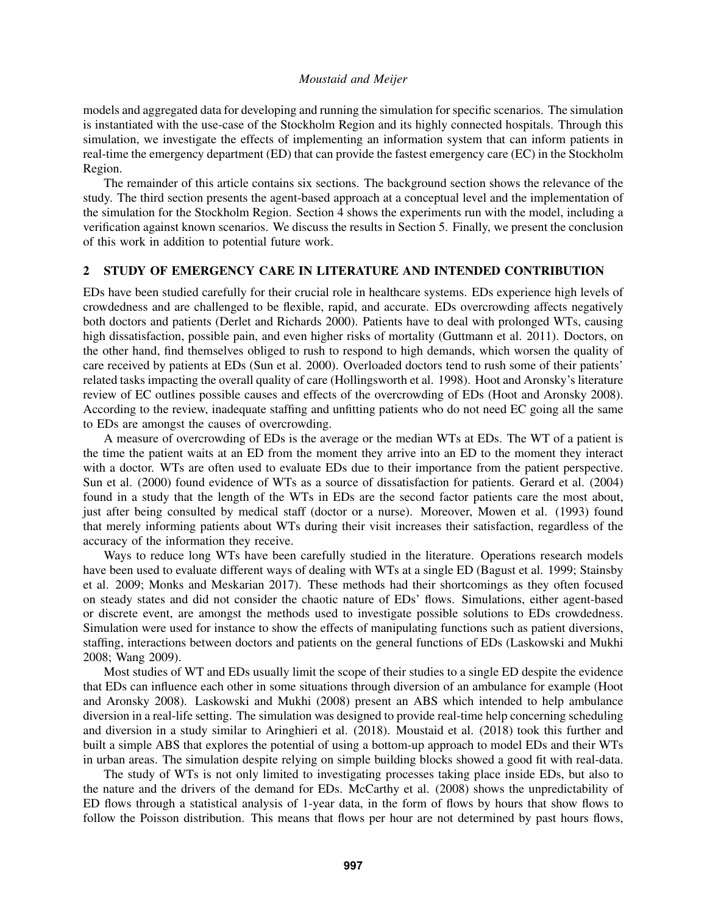models and aggregated data for developing and running the simulation for specific scenarios. The simulation is instantiated with the use-case of the Stockholm Region and its highly connected hospitals. Through this simulation, we investigate the effects of implementing an information system that can inform patients in real-time the emergency department (ED) that can provide the fastest emergency care (EC) in the Stockholm Region.

The remainder of this article contains six sections. The background section shows the relevance of the study. The third section presents the agent-based approach at a conceptual level and the implementation of the simulation for the Stockholm Region. Section 4 shows the experiments run with the model, including a verification against known scenarios. We discuss the results in Section 5. Finally, we present the conclusion of this work in addition to potential future work.

## 2 STUDY OF EMERGENCY CARE IN LITERATURE AND INTENDED CONTRIBUTION

EDs have been studied carefully for their crucial role in healthcare systems. EDs experience high levels of crowdedness and are challenged to be flexible, rapid, and accurate. EDs overcrowding affects negatively both doctors and patients (Derlet and Richards 2000). Patients have to deal with prolonged WTs, causing high dissatisfaction, possible pain, and even higher risks of mortality (Guttmann et al. 2011). Doctors, on the other hand, find themselves obliged to rush to respond to high demands, which worsen the quality of care received by patients at EDs (Sun et al. 2000). Overloaded doctors tend to rush some of their patients' related tasks impacting the overall quality of care (Hollingsworth et al. 1998). Hoot and Aronsky's literature review of EC outlines possible causes and effects of the overcrowding of EDs (Hoot and Aronsky 2008). According to the review, inadequate staffing and unfitting patients who do not need EC going all the same to EDs are amongst the causes of overcrowding.

A measure of overcrowding of EDs is the average or the median WTs at EDs. The WT of a patient is the time the patient waits at an ED from the moment they arrive into an ED to the moment they interact with a doctor. WTs are often used to evaluate EDs due to their importance from the patient perspective. Sun et al. (2000) found evidence of WTs as a source of dissatisfaction for patients. Gerard et al. (2004) found in a study that the length of the WTs in EDs are the second factor patients care the most about, just after being consulted by medical staff (doctor or a nurse). Moreover, Mowen et al. (1993) found that merely informing patients about WTs during their visit increases their satisfaction, regardless of the accuracy of the information they receive.

Ways to reduce long WTs have been carefully studied in the literature. Operations research models have been used to evaluate different ways of dealing with WTs at a single ED (Bagust et al. 1999; Stainsby et al. 2009; Monks and Meskarian 2017). These methods had their shortcomings as they often focused on steady states and did not consider the chaotic nature of EDs' flows. Simulations, either agent-based or discrete event, are amongst the methods used to investigate possible solutions to EDs crowdedness. Simulation were used for instance to show the effects of manipulating functions such as patient diversions, staffing, interactions between doctors and patients on the general functions of EDs (Laskowski and Mukhi 2008; Wang 2009).

Most studies of WT and EDs usually limit the scope of their studies to a single ED despite the evidence that EDs can influence each other in some situations through diversion of an ambulance for example (Hoot and Aronsky 2008). Laskowski and Mukhi (2008) present an ABS which intended to help ambulance diversion in a real-life setting. The simulation was designed to provide real-time help concerning scheduling and diversion in a study similar to Aringhieri et al. (2018). Moustaid et al. (2018) took this further and built a simple ABS that explores the potential of using a bottom-up approach to model EDs and their WTs in urban areas. The simulation despite relying on simple building blocks showed a good fit with real-data.

The study of WTs is not only limited to investigating processes taking place inside EDs, but also to the nature and the drivers of the demand for EDs. McCarthy et al. (2008) shows the unpredictability of ED flows through a statistical analysis of 1-year data, in the form of flows by hours that show flows to follow the Poisson distribution. This means that flows per hour are not determined by past hours flows,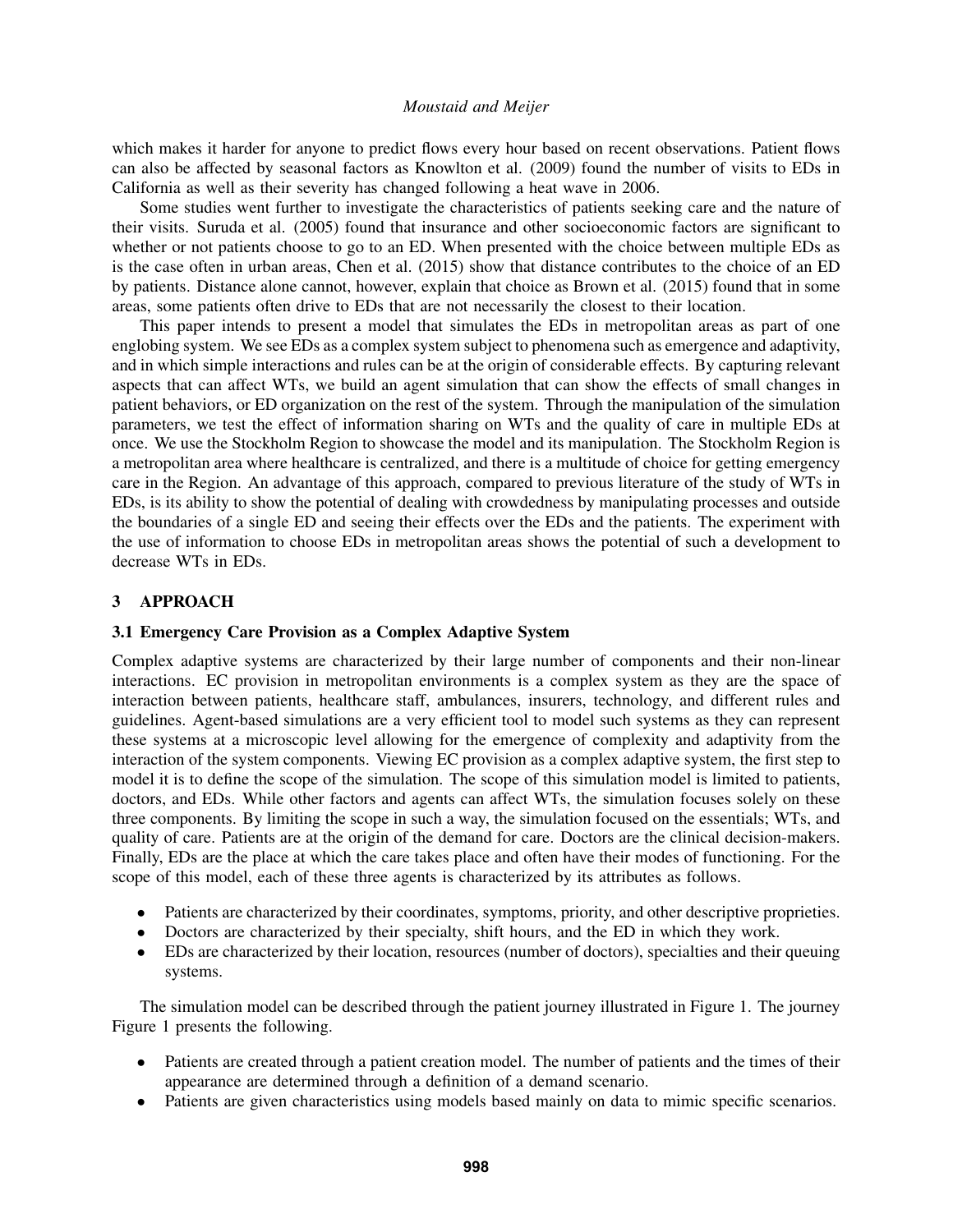which makes it harder for anyone to predict flows every hour based on recent observations. Patient flows can also be affected by seasonal factors as Knowlton et al. (2009) found the number of visits to EDs in California as well as their severity has changed following a heat wave in 2006.

Some studies went further to investigate the characteristics of patients seeking care and the nature of their visits. Suruda et al. (2005) found that insurance and other socioeconomic factors are significant to whether or not patients choose to go to an ED. When presented with the choice between multiple EDs as is the case often in urban areas, Chen et al. (2015) show that distance contributes to the choice of an ED by patients. Distance alone cannot, however, explain that choice as Brown et al. (2015) found that in some areas, some patients often drive to EDs that are not necessarily the closest to their location.

This paper intends to present a model that simulates the EDs in metropolitan areas as part of one englobing system. We see EDs as a complex system subject to phenomena such as emergence and adaptivity, and in which simple interactions and rules can be at the origin of considerable effects. By capturing relevant aspects that can affect WTs, we build an agent simulation that can show the effects of small changes in patient behaviors, or ED organization on the rest of the system. Through the manipulation of the simulation parameters, we test the effect of information sharing on WTs and the quality of care in multiple EDs at once. We use the Stockholm Region to showcase the model and its manipulation. The Stockholm Region is a metropolitan area where healthcare is centralized, and there is a multitude of choice for getting emergency care in the Region. An advantage of this approach, compared to previous literature of the study of WTs in EDs, is its ability to show the potential of dealing with crowdedness by manipulating processes and outside the boundaries of a single ED and seeing their effects over the EDs and the patients. The experiment with the use of information to choose EDs in metropolitan areas shows the potential of such a development to decrease WTs in EDs.

## 3 APPROACH

### 3.1 Emergency Care Provision as a Complex Adaptive System

Complex adaptive systems are characterized by their large number of components and their non-linear interactions. EC provision in metropolitan environments is a complex system as they are the space of interaction between patients, healthcare staff, ambulances, insurers, technology, and different rules and guidelines. Agent-based simulations are a very efficient tool to model such systems as they can represent these systems at a microscopic level allowing for the emergence of complexity and adaptivity from the interaction of the system components. Viewing EC provision as a complex adaptive system, the first step to model it is to define the scope of the simulation. The scope of this simulation model is limited to patients, doctors, and EDs. While other factors and agents can affect WTs, the simulation focuses solely on these three components. By limiting the scope in such a way, the simulation focused on the essentials; WTs, and quality of care. Patients are at the origin of the demand for care. Doctors are the clinical decision-makers. Finally, EDs are the place at which the care takes place and often have their modes of functioning. For the scope of this model, each of these three agents is characterized by its attributes as follows.

- Patients are characterized by their coordinates, symptoms, priority, and other descriptive proprieties.
- Doctors are characterized by their specialty, shift hours, and the ED in which they work.
- EDs are characterized by their location, resources (number of doctors), specialties and their queuing systems.

The simulation model can be described through the patient journey illustrated in Figure 1. The journey Figure 1 presents the following.

- Patients are created through a patient creation model. The number of patients and the times of their appearance are determined through a definition of a demand scenario.
- Patients are given characteristics using models based mainly on data to mimic specific scenarios.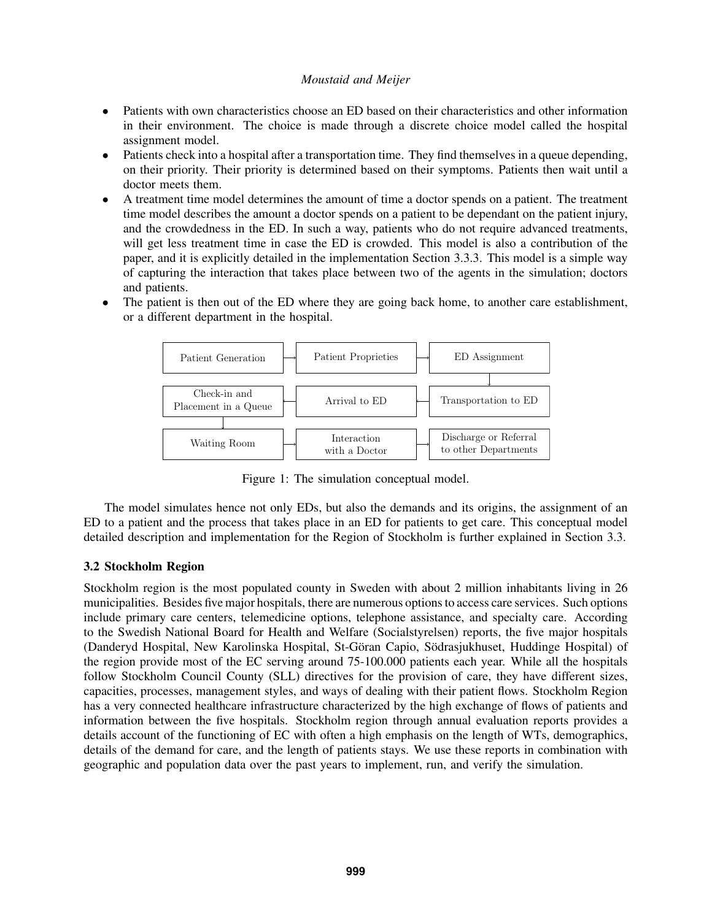- Patients with own characteristics choose an ED based on their characteristics and other information in their environment. The choice is made through a discrete choice model called the hospital assignment model.
- Patients check into a hospital after a transportation time. They find themselves in a queue depending, on their priority. Their priority is determined based on their symptoms. Patients then wait until a doctor meets them.
- A treatment time model determines the amount of time a doctor spends on a patient. The treatment time model describes the amount a doctor spends on a patient to be dependant on the patient injury, and the crowdedness in the ED. In such a way, patients who do not require advanced treatments, will get less treatment time in case the ED is crowded. This model is also a contribution of the paper, and it is explicitly detailed in the implementation Section 3.3.3. This model is a simple way of capturing the interaction that takes place between two of the agents in the simulation; doctors and patients.
- The patient is then out of the ED where they are going back home, to another care establishment, or a different department in the hospital.

| | | |
|---|---|---|
| Patient Generation → | Patient Proprieties → | ED Assignment ↓ |
| Check-in and Placement in a Queue ↓ | ← Arrival to ED | ← Transportation to ED |
| Waiting Room → | Interaction with a Doctor → | Discharge or Referral to other Departments |

Figure 1: The simulation conceptual model.

The model simulates hence not only EDs, but also the demands and its origins, the assignment of an ED to a patient and the process that takes place in an ED for patients to get care. This conceptual model detailed description and implementation for the Region of Stockholm is further explained in Section 3.3.

### 3.2 Stockholm Region

Stockholm region is the most populated county in Sweden with about 2 million inhabitants living in 26 municipalities. Besides five major hospitals, there are numerous options to access care services. Such options include primary care centers, telemedicine options, telephone assistance, and specialty care. According to the Swedish National Board for Health and Welfare (Socialstyrelsen) reports, the five major hospitals (Danderyd Hospital, New Karolinska Hospital, St-Göran Capio, Södrasjukhuset, Huddinge Hospital) of the region provide most of the EC serving around 75-100.000 patients each year. While all the hospitals follow Stockholm Council County (SLL) directives for the provision of care, they have different sizes, capacities, processes, management styles, and ways of dealing with their patient flows. Stockholm Region has a very connected healthcare infrastructure characterized by the high exchange of flows of patients and information between the five hospitals. Stockholm region through annual evaluation reports provides a details account of the functioning of EC with often a high emphasis on the length of WTs, demographics, details of the demand for care, and the length of patients stays. We use these reports in combination with geographic and population data over the past years to implement, run, and verify the simulation.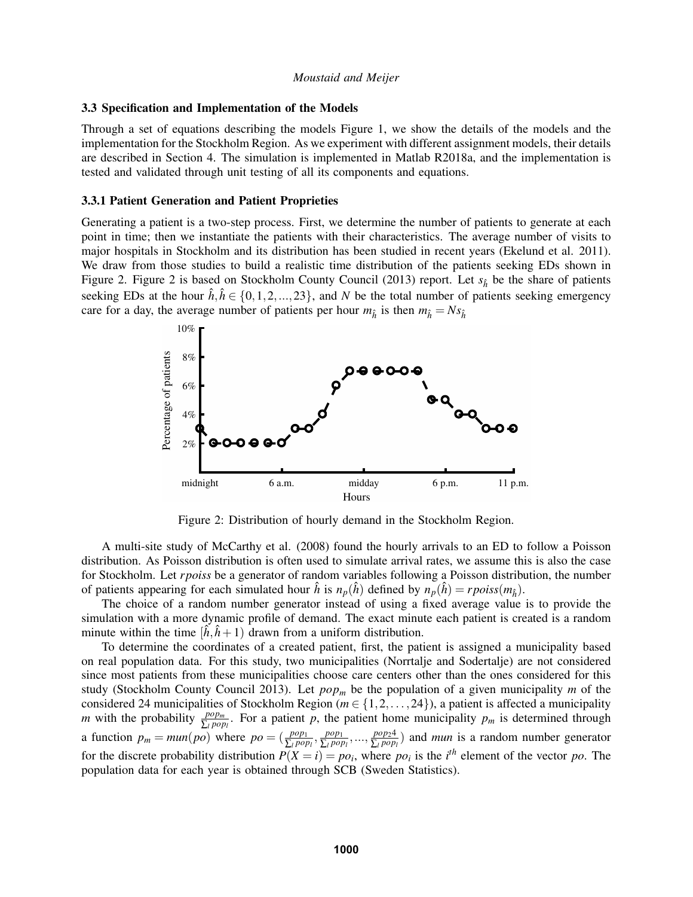### 3.3 Specification and Implementation of the Models

Through a set of equations describing the models Figure 1, we show the details of the models and the implementation for the Stockholm Region. As we experiment with different assignment models, their details are described in Section 4. The simulation is implemented in Matlab R2018a, and the implementation is tested and validated through unit testing of all its components and equations.

#### 3.3.1 Patient Generation and Patient Proprieties

Generating a patient is a two-step process. First, we determine the number of patients to generate at each point in time; then we instantiate the patients with their characteristics. The average number of visits to major hospitals in Stockholm and its distribution has been studied in recent years (Ekelund et al. 2011). We draw from those studies to build a realistic time distribution of the patients seeking EDs shown in Figure 2. Figure 2 is based on Stockholm County Council (2013) report. Let $s_{\hat{h}}$ be the share of patients seeking EDs at the hour $\hat{h}, \hat{h} \in \{0, 1, 2, ..., 23\}$, and $N$ be the total number of patients seeking emergency care for a day, the average number of patients per hour $m_{\hat{h}}$ is then $m_{\hat{h}} = N s_{\hat{h}}$

Figure 2: Distribution of hourly demand in the Stockholm Region.

A multi-site study of McCarthy et al. (2008) found the hourly arrivals to an ED to follow a Poisson distribution. As Poisson distribution is often used to simulate arrival rates, we assume this is also the case for Stockholm. Let *rpoiss* be a generator of random variables following a Poisson distribution, the number of patients appearing for each simulated hour $\hat{h}$ is $n_p(\hat{h})$ defined by $n_p(\hat{h}) = rpoiss(m_{\hat{h}})$.

The choice of a random number generator instead of using a fixed average value is to provide the simulation with a more dynamic profile of demand. The exact minute each patient is created is a random minute within the time $[\hat{h}, \hat{h}+1)$ drawn from a uniform distribution.

To determine the coordinates of a created patient, first, the patient is assigned a municipality based on real population data. For this study, two municipalities (Norrtalje and Sodertalje) are not considered since most patients from these municipalities choose care centers other than the ones considered for this study (Stockholm County Council 2013). Let $pop_m$ be the population of a given municipality $m$ of the considered 24 municipalities of Stockholm Region ($m \in \{1, 2, \ldots, 24\}$), a patient is affected a municipality $m$ with the probability $\frac{pop_m}{\sum_l pop_l}$. For a patient $p$, the patient home municipality $p_m$ is determined through a function $p_m = mun(po)$ where $po = (\frac{pop_1}{\sum_l pop_l}, \frac{pop_1}{\sum_l pop_l}, ..., \frac{pop_24}{\sum_l pop_l})$ and *mun* is a random number generator for the discrete probability distribution $P(X = i) = po_i$, where $po_i$ is the $i^{th}$ element of the vector $po$. The population data for each year is obtained through SCB (Sweden Statistics).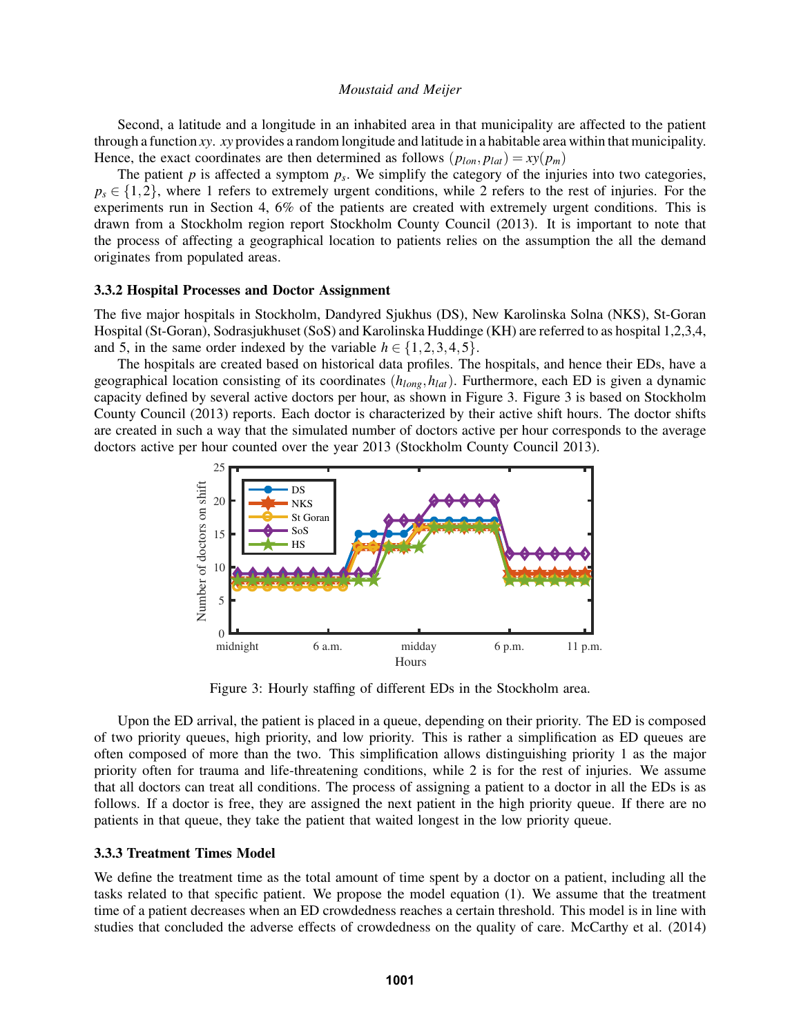Second, a latitude and a longitude in an inhabited area in that municipality are affected to the patient through a function $xy$. $xy$ provides a random longitude and latitude in a habitable area within that municipality. Hence, the exact coordinates are then determined as follows $(p_{lon}, p_{lat}) = xy(p_m)$

The patient $p$ is affected a symptom $p_s$. We simplify the category of the injuries into two categories, $p_s \in \{1,2\}$, where 1 refers to extremely urgent conditions, while 2 refers to the rest of injuries. For the experiments run in Section 4, 6% of the patients are created with extremely urgent conditions. This is drawn from a Stockholm region report Stockholm County Council (2013). It is important to note that the process of affecting a geographical location to patients relies on the assumption the all the demand originates from populated areas.

### 3.3.2 Hospital Processes and Doctor Assignment

The five major hospitals in Stockholm, Dandyred Sjukhus (DS), New Karolinska Solna (NKS), St-Goran Hospital (St-Goran), Sodrasjukhuset (SoS) and Karolinska Huddinge (KH) are referred to as hospital 1,2,3,4, and 5, in the same order indexed by the variable $h \in \{1,2,3,4,5\}$.

The hospitals are created based on historical data profiles. The hospitals, and hence their EDs, have a geographical location consisting of its coordinates $(h_{long}, h_{lat})$. Furthermore, each ED is given a dynamic capacity defined by several active doctors per hour, as shown in Figure 3. Figure 3 is based on Stockholm County Council (2013) reports. Each doctor is characterized by their active shift hours. The doctor shifts are created in such a way that the simulated number of doctors active per hour corresponds to the average doctors active per hour counted over the year 2013 (Stockholm County Council 2013).

Figure 3: Hourly staffing of different EDs in the Stockholm area.

Upon the ED arrival, the patient is placed in a queue, depending on their priority. The ED is composed of two priority queues, high priority, and low priority. This is rather a simplification as ED queues are often composed of more than the two. This simplification allows distinguishing priority 1 as the major priority often for trauma and life-threatening conditions, while 2 is for the rest of injuries. We assume that all doctors can treat all conditions. The process of assigning a patient to a doctor in all the EDs is as follows. If a doctor is free, they are assigned the next patient in the high priority queue. If there are no patients in that queue, they take the patient that waited longest in the low priority queue.

### 3.3.3 Treatment Times Model

We define the treatment time as the total amount of time spent by a doctor on a patient, including all the tasks related to that specific patient. We propose the model equation (1). We assume that the treatment time of a patient decreases when an ED crowdedness reaches a certain threshold. This model is in line with studies that concluded the adverse effects of crowdedness on the quality of care. McCarthy et al. (2014)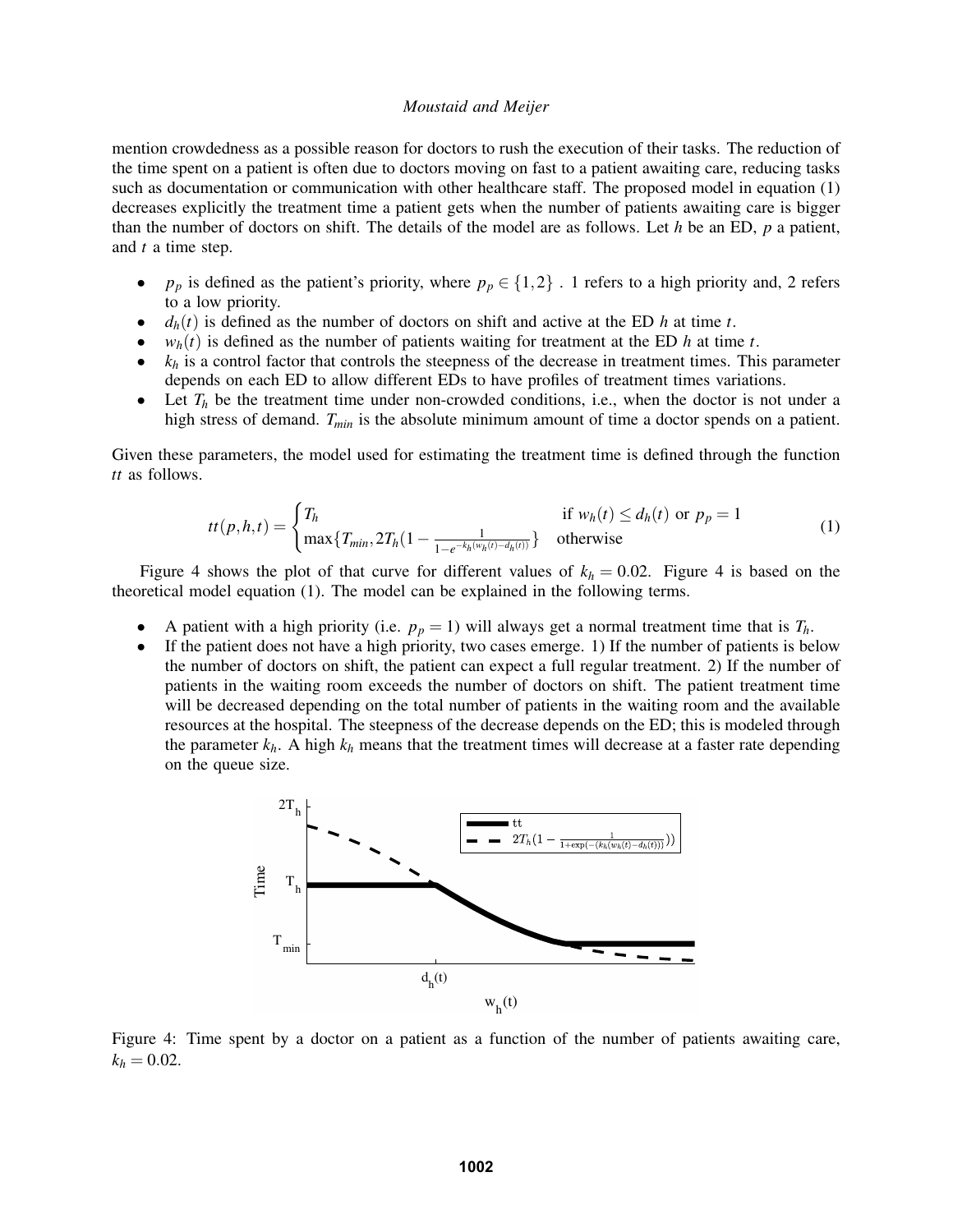mention crowdedness as a possible reason for doctors to rush the execution of their tasks. The reduction of the time spent on a patient is often due to doctors moving on fast to a patient awaiting care, reducing tasks such as documentation or communication with other healthcare staff. The proposed model in equation (1) decreases explicitly the treatment time a patient gets when the number of patients awaiting care is bigger than the number of doctors on shift. The details of the model are as follows. Let $h$ be an ED, $p$ a patient, and $t$ a time step.

- $p_p$ is defined as the patient's priority, where $p_p \in \{1,2\}$ . 1 refers to a high priority and, 2 refers to a low priority.
- $d_h(t)$ is defined as the number of doctors on shift and active at the ED $h$ at time $t$.
- $w_h(t)$ is defined as the number of patients waiting for treatment at the ED $h$ at time $t$.
- $k_h$ is a control factor that controls the steepness of the decrease in treatment times. This parameter depends on each ED to allow different EDs to have profiles of treatment times variations.
- Let $T_h$ be the treatment time under non-crowded conditions, i.e., when the doctor is not under a high stress of demand. $T_{min}$ is the absolute minimum amount of time a doctor spends on a patient.

Given these parameters, the model used for estimating the treatment time is defined through the function $tt$ as follows.

$$tt(p,h,t) = \begin{cases} T_h & \text{if } w_h(t) \leq d_h(t) \text{ or } p_p = 1 \\ \max\{T_{min}, 2T_h(1 - \frac{1}{1-e^{-k_h(w_h(t)-d_h(t))}}\} & \text{otherwise} \end{cases} \tag{1}$$

Figure 4 shows the plot of that curve for different values of $k_h = 0.02$. Figure 4 is based on the theoretical model equation (1). The model can be explained in the following terms.

- A patient with a high priority (i.e. $p_p = 1$) will always get a normal treatment time that is $T_h$.
- If the patient does not have a high priority, two cases emerge. 1) If the number of patients is below the number of doctors on shift, the patient can expect a full regular treatment. 2) If the number of patients in the waiting room exceeds the number of doctors on shift. The patient treatment time will be decreased depending on the total number of patients in the waiting room and the available resources at the hospital. The steepness of the decrease depends on the ED; this is modeled through the parameter $k_h$. A high $k_h$ means that the treatment times will decrease at a faster rate depending on the queue size.

Figure 4: Time spent by a doctor on a patient as a function of the number of patients awaiting care, $k_h = 0.02$.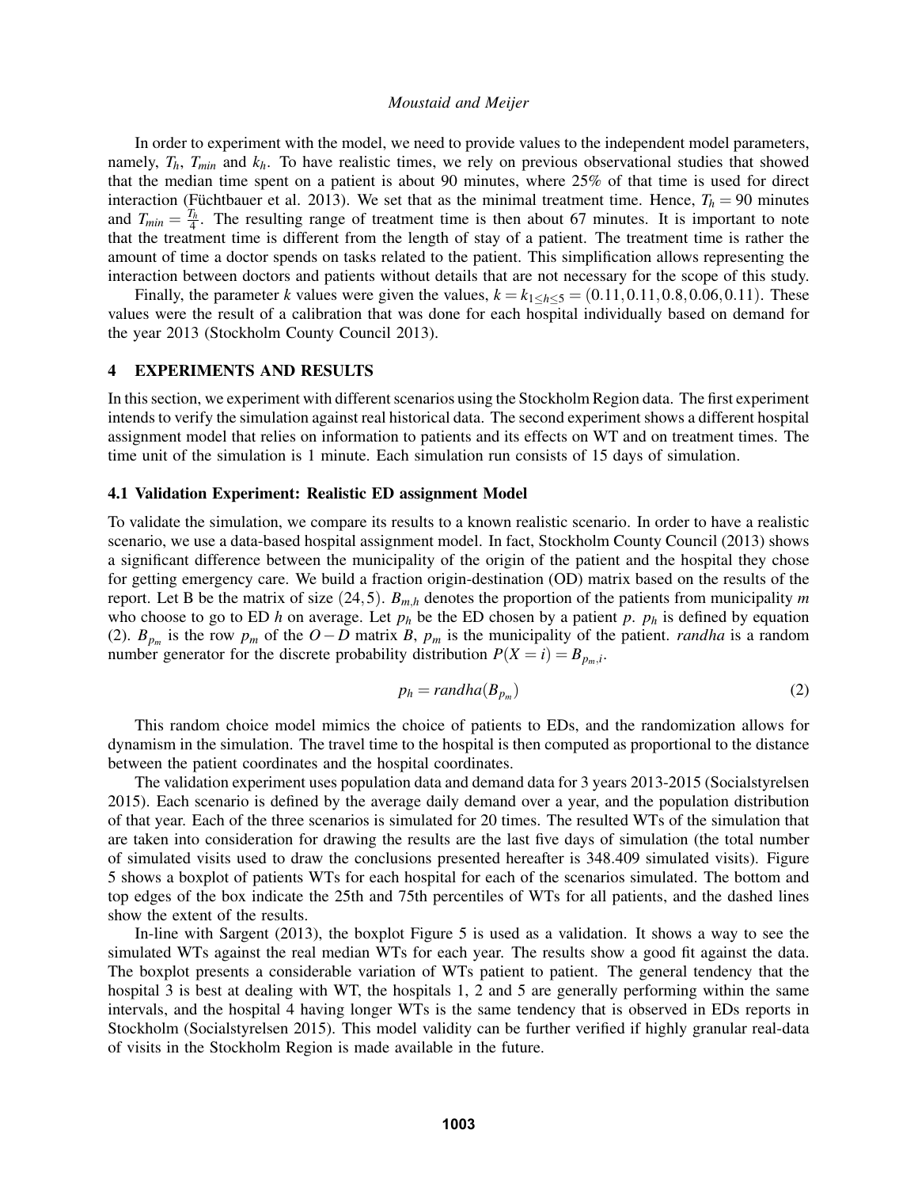In order to experiment with the model, we need to provide values to the independent model parameters, namely, $T_h$, $T_{min}$ and $k_h$. To have realistic times, we rely on previous observational studies that showed that the median time spent on a patient is about 90 minutes, where 25% of that time is used for direct interaction (Füchtbauer et al. 2013). We set that as the minimal treatment time. Hence, $T_h = 90$ minutes and $T_{min} = \frac{T_h}{4}$. The resulting range of treatment time is then about 67 minutes. It is important to note that the treatment time is different from the length of stay of a patient. The treatment time is rather the amount of time a doctor spends on tasks related to the patient. This simplification allows representing the interaction between doctors and patients without details that are not necessary for the scope of this study.

Finally, the parameter $k$ values were given the values, $k = k_{1 \leq h \leq 5} = (0.11, 0.11, 0.8, 0.06, 0.11)$. These values were the result of a calibration that was done for each hospital individually based on demand for the year 2013 (Stockholm County Council 2013).

## 4 EXPERIMENTS AND RESULTS

In this section, we experiment with different scenarios using the Stockholm Region data. The first experiment intends to verify the simulation against real historical data. The second experiment shows a different hospital assignment model that relies on information to patients and its effects on WT and on treatment times. The time unit of the simulation is 1 minute. Each simulation run consists of 15 days of simulation.

### 4.1 Validation Experiment: Realistic ED assignment Model

To validate the simulation, we compare its results to a known realistic scenario. In order to have a realistic scenario, we use a data-based hospital assignment model. In fact, Stockholm County Council (2013) shows a significant difference between the municipality of the origin of the patient and the hospital they chose for getting emergency care. We build a fraction origin-destination (OD) matrix based on the results of the report. Let B be the matrix of size $(24, 5)$. $B_{m,h}$ denotes the proportion of the patients from municipality $m$ who choose to go to ED $h$ on average. Let $p_h$ be the ED chosen by a patient $p$. $p_h$ is defined by equation (2). $B_{p_m}$ is the row $p_m$ of the $O-D$ matrix $B$, $p_m$ is the municipality of the patient. *randha* is a random number generator for the discrete probability distribution $P(X = i) = B_{p_m,i}$.

$$p_h = randha(B_{p_m}) \tag{2}$$

This random choice model mimics the choice of patients to EDs, and the randomization allows for dynamism in the simulation. The travel time to the hospital is then computed as proportional to the distance between the patient coordinates and the hospital coordinates.

The validation experiment uses population data and demand data for 3 years 2013-2015 (Socialstyrelsen 2015). Each scenario is defined by the average daily demand over a year, and the population distribution of that year. Each of the three scenarios is simulated for 20 times. The resulted WTs of the simulation that are taken into consideration for drawing the results are the last five days of simulation (the total number of simulated visits used to draw the conclusions presented hereafter is 348.409 simulated visits). Figure 5 shows a boxplot of patients WTs for each hospital for each of the scenarios simulated. The bottom and top edges of the box indicate the 25th and 75th percentiles of WTs for all patients, and the dashed lines show the extent of the results.

In-line with Sargent (2013), the boxplot Figure 5 is used as a validation. It shows a way to see the simulated WTs against the real median WTs for each year. The results show a good fit against the data. The boxplot presents a considerable variation of WTs patient to patient. The general tendency that the hospital 3 is best at dealing with WT, the hospitals 1, 2 and 5 are generally performing within the same intervals, and the hospital 4 having longer WTs is the same tendency that is observed in EDs reports in Stockholm (Socialstyrelsen 2015). This model validity can be further verified if highly granular real-data of visits in the Stockholm Region is made available in the future.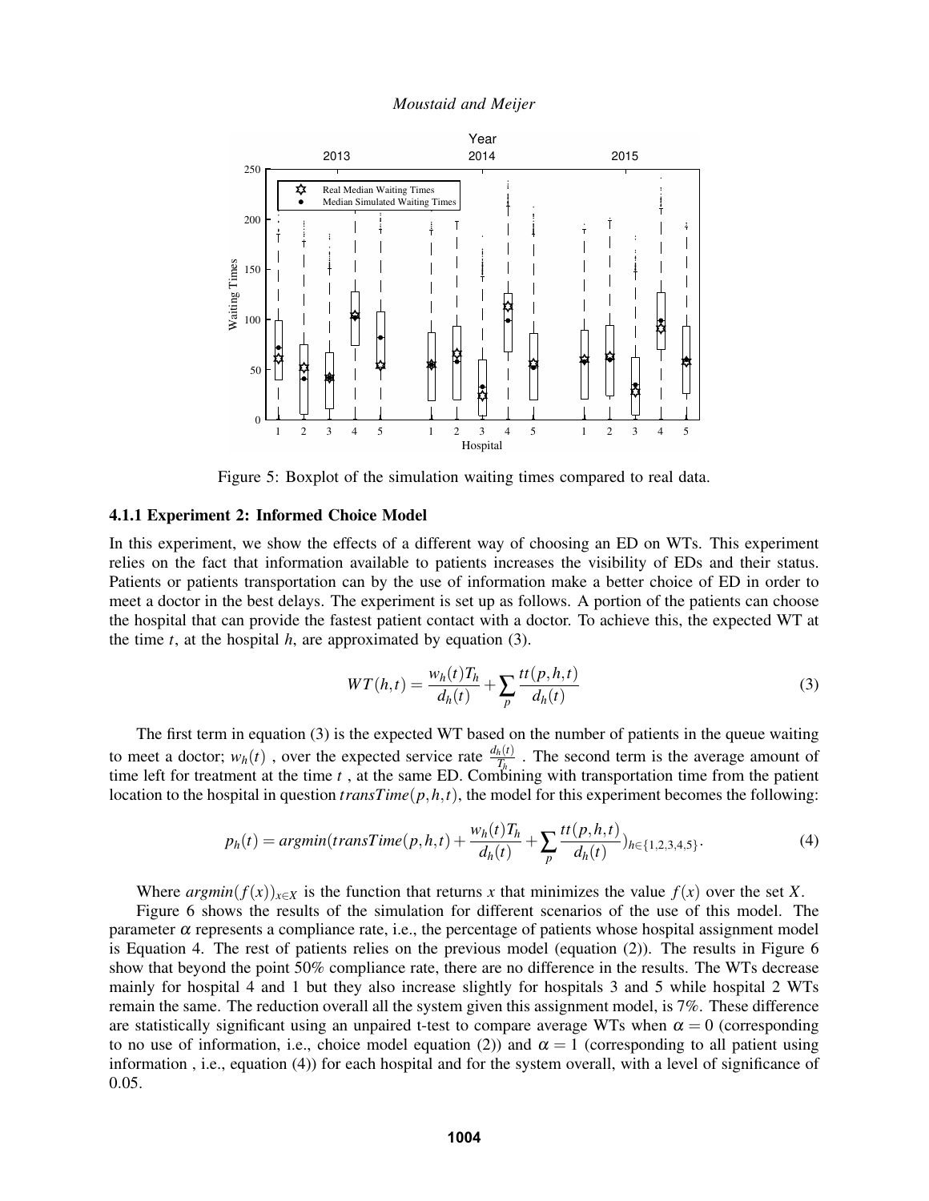Figure 5: Boxplot of the simulation waiting times compared to real data.

### 4.1.1 Experiment 2: Informed Choice Model

In this experiment, we show the effects of a different way of choosing an ED on WTs. This experiment relies on the fact that information available to patients increases the visibility of EDs and their status. Patients or patients transportation can by the use of information make a better choice of ED in order to meet a doctor in the best delays. The experiment is set up as follows. A portion of the patients can choose the hospital that can provide the fastest patient contact with a doctor. To achieve this, the expected WT at the time $t$, at the hospital $h$, are approximated by equation (3).

$$WT(h,t) = \frac{w_h(t)T_h}{d_h(t)} + \sum_p \frac{tt(p,h,t)}{d_h(t)} \tag{3}$$

The first term in equation (3) is the expected WT based on the number of patients in the queue waiting to meet a doctor; $w_h(t)$ , over the expected service rate $\frac{d_h(t)}{T_h}$ . The second term is the average amount of time left for treatment at the time $t$ , at the same ED. Combining with transportation time from the patient location to the hospital in question $transTime(p,h,t)$, the model for this experiment becomes the following:

$$p_h(t) = argmin(transTime(p,h,t) + \frac{w_h(t)T_h}{d_h(t)} + \sum_p \frac{tt(p,h,t)}{d_h(t)})_{h\in\{1,2,3,4,5\}}. \tag{4}$$

Where $argmin(f(x))_{x\in X}$ is the function that returns $x$ that minimizes the value $f(x)$ over the set $X$.

Figure 6 shows the results of the simulation for different scenarios of the use of this model. The parameter $\alpha$ represents a compliance rate, i.e., the percentage of patients whose hospital assignment model is Equation 4. The rest of patients relies on the previous model (equation (2)). The results in Figure 6 show that beyond the point 50% compliance rate, there are no difference in the results. The WTs decrease mainly for hospital 4 and 1 but they also increase slightly for hospitals 3 and 5 while hospital 2 WTs remain the same. The reduction overall all the system given this assignment model, is 7%. These difference are statistically significant using an unpaired t-test to compare average WTs when $\alpha = 0$ (corresponding to no use of information, i.e., choice model equation (2)) and $\alpha = 1$ (corresponding to all patient using information , i.e., equation (4)) for each hospital and for the system overall, with a level of significance of 0.05.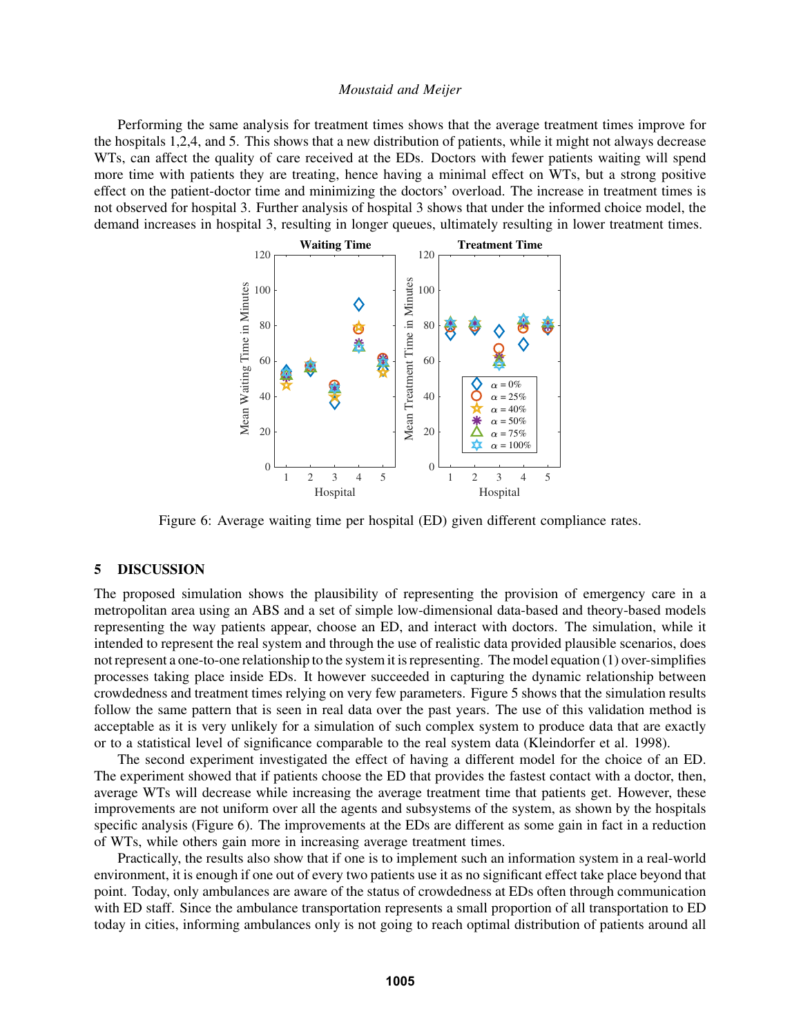Performing the same analysis for treatment times shows that the average treatment times improve for the hospitals 1,2,4, and 5. This shows that a new distribution of patients, while it might not always decrease WTs, can affect the quality of care received at the EDs. Doctors with fewer patients waiting will spend more time with patients they are treating, hence having a minimal effect on WTs, but a strong positive effect on the patient-doctor time and minimizing the doctors' overload. The increase in treatment times is not observed for hospital 3. Further analysis of hospital 3 shows that under the informed choice model, the demand increases in hospital 3, resulting in longer queues, ultimately resulting in lower treatment times.

Figure 6: Average waiting time per hospital (ED) given different compliance rates.

## 5 DISCUSSION

The proposed simulation shows the plausibility of representing the provision of emergency care in a metropolitan area using an ABS and a set of simple low-dimensional data-based and theory-based models representing the way patients appear, choose an ED, and interact with doctors. The simulation, while it intended to represent the real system and through the use of realistic data provided plausible scenarios, does not represent a one-to-one relationship to the system it is representing. The model equation (1) over-simplifies processes taking place inside EDs. It however succeeded in capturing the dynamic relationship between crowdedness and treatment times relying on very few parameters. Figure 5 shows that the simulation results follow the same pattern that is seen in real data over the past years. The use of this validation method is acceptable as it is very unlikely for a simulation of such complex system to produce data that are exactly or to a statistical level of significance comparable to the real system data (Kleindorfer et al. 1998).

The second experiment investigated the effect of having a different model for the choice of an ED. The experiment showed that if patients choose the ED that provides the fastest contact with a doctor, then, average WTs will decrease while increasing the average treatment time that patients get. However, these improvements are not uniform over all the agents and subsystems of the system, as shown by the hospitals specific analysis (Figure 6). The improvements at the EDs are different as some gain in fact in a reduction of WTs, while others gain more in increasing average treatment times.

Practically, the results also show that if one is to implement such an information system in a real-world environment, it is enough if one out of every two patients use it as no significant effect take place beyond that point. Today, only ambulances are aware of the status of crowdedness at EDs often through communication with ED staff. Since the ambulance transportation represents a small proportion of all transportation to ED today in cities, informing ambulances only is not going to reach optimal distribution of patients around all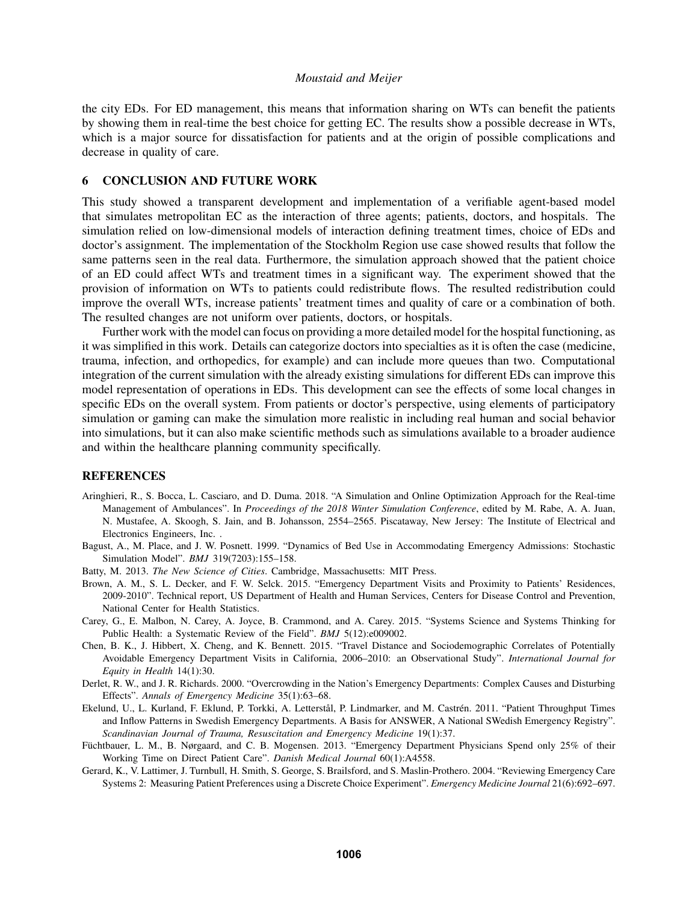the city EDs. For ED management, this means that information sharing on WTs can benefit the patients by showing them in real-time the best choice for getting EC. The results show a possible decrease in WTs, which is a major source for dissatisfaction for patients and at the origin of possible complications and decrease in quality of care.

## 6 CONCLUSION AND FUTURE WORK

This study showed a transparent development and implementation of a verifiable agent-based model that simulates metropolitan EC as the interaction of three agents; patients, doctors, and hospitals. The simulation relied on low-dimensional models of interaction defining treatment times, choice of EDs and doctor's assignment. The implementation of the Stockholm Region use case showed results that follow the same patterns seen in the real data. Furthermore, the simulation approach showed that the patient choice of an ED could affect WTs and treatment times in a significant way. The experiment showed that the provision of information on WTs to patients could redistribute flows. The resulted redistribution could improve the overall WTs, increase patients' treatment times and quality of care or a combination of both. The resulted changes are not uniform over patients, doctors, or hospitals.

Further work with the model can focus on providing a more detailed model for the hospital functioning, as it was simplified in this work. Details can categorize doctors into specialties as it is often the case (medicine, trauma, infection, and orthopedics, for example) and can include more queues than two. Computational integration of the current simulation with the already existing simulations for different EDs can improve this model representation of operations in EDs. This development can see the effects of some local changes in specific EDs on the overall system. From patients or doctor's perspective, using elements of participatory simulation or gaming can make the simulation more realistic in including real human and social behavior into simulations, but it can also make scientific methods such as simulations available to a broader audience and within the healthcare planning community specifically.

## REFERENCES

Aringhieri, R., S. Bocca, L. Casciaro, and D. Duma. 2018. "A Simulation and Online Optimization Approach for the Real-time Management of Ambulances". In *Proceedings of the 2018 Winter Simulation Conference*, edited by M. Rabe, A. A. Juan, N. Mustafee, A. Skoogh, S. Jain, and B. Johansson, 2554–2565. Piscataway, New Jersey: The Institute of Electrical and Electronics Engineers, Inc. .

Bagust, A., M. Place, and J. W. Posnett. 1999. "Dynamics of Bed Use in Accommodating Emergency Admissions: Stochastic Simulation Model". *BMJ* 319(7203):155–158.

Batty, M. 2013. *The New Science of Cities*. Cambridge, Massachusetts: MIT Press.

Brown, A. M., S. L. Decker, and F. W. Selck. 2015. "Emergency Department Visits and Proximity to Patients' Residences, 2009-2010". Technical report, US Department of Health and Human Services, Centers for Disease Control and Prevention, National Center for Health Statistics.

Carey, G., E. Malbon, N. Carey, A. Joyce, B. Crammond, and A. Carey. 2015. "Systems Science and Systems Thinking for Public Health: a Systematic Review of the Field". *BMJ* 5(12):e009002.

Chen, B. K., J. Hibbert, X. Cheng, and K. Bennett. 2015. "Travel Distance and Sociodemographic Correlates of Potentially Avoidable Emergency Department Visits in California, 2006–2010: an Observational Study". *International Journal for Equity in Health* 14(1):30.

Derlet, R. W., and J. R. Richards. 2000. "Overcrowding in the Nation's Emergency Departments: Complex Causes and Disturbing Effects". *Annals of Emergency Medicine* 35(1):63–68.

Ekelund, U., L. Kurland, F. Eklund, P. Torkki, A. Letterstål, P. Lindmarker, and M. Castrén. 2011. "Patient Throughput Times and Inflow Patterns in Swedish Emergency Departments. A Basis for ANSWER, A National SWedish Emergency Registry". *Scandinavian Journal of Trauma, Resuscitation and Emergency Medicine* 19(1):37.

Füchtbauer, L. M., B. Nørgaard, and C. B. Mogensen. 2013. "Emergency Department Physicians Spend only 25% of their Working Time on Direct Patient Care". *Danish Medical Journal* 60(1):A4558.

Gerard, K., V. Lattimer, J. Turnbull, H. Smith, S. George, S. Brailsford, and S. Maslin-Prothero. 2004. "Reviewing Emergency Care Systems 2: Measuring Patient Preferences using a Discrete Choice Experiment". *Emergency Medicine Journal* 21(6):692–697.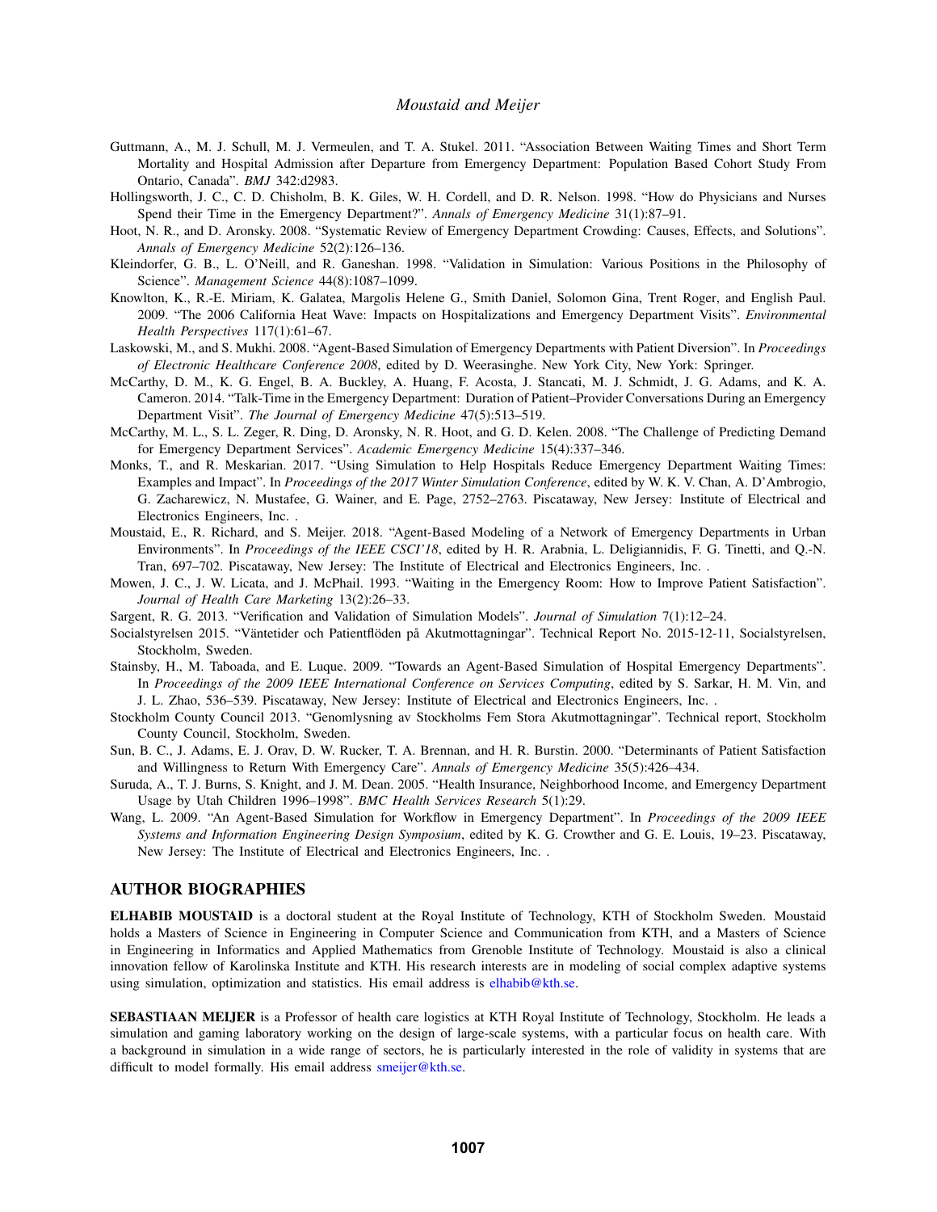Guttmann, A., M. J. Schull, M. J. Vermeulen, and T. A. Stukel. 2011. "Association Between Waiting Times and Short Term Mortality and Hospital Admission after Departure from Emergency Department: Population Based Cohort Study From Ontario, Canada". *BMJ* 342:d2983.

Hollingsworth, J. C., C. D. Chisholm, B. K. Giles, W. H. Cordell, and D. R. Nelson. 1998. "How do Physicians and Nurses Spend their Time in the Emergency Department?". *Annals of Emergency Medicine* 31(1):87–91.

Hoot, N. R., and D. Aronsky. 2008. "Systematic Review of Emergency Department Crowding: Causes, Effects, and Solutions". *Annals of Emergency Medicine* 52(2):126–136.

Kleindorfer, G. B., L. O'Neill, and R. Ganeshan. 1998. "Validation in Simulation: Various Positions in the Philosophy of Science". *Management Science* 44(8):1087–1099.

Knowlton, K., R.-E. Miriam, K. Galatea, Margolis Helene G., Smith Daniel, Solomon Gina, Trent Roger, and English Paul. 2009. "The 2006 California Heat Wave: Impacts on Hospitalizations and Emergency Department Visits". *Environmental Health Perspectives* 117(1):61–67.

Laskowski, M., and S. Mukhi. 2008. "Agent-Based Simulation of Emergency Departments with Patient Diversion". In *Proceedings of Electronic Healthcare Conference 2008*, edited by D. Weerasinghe. New York City, New York: Springer.

McCarthy, D. M., K. G. Engel, B. A. Buckley, A. Huang, F. Acosta, J. Stancati, M. J. Schmidt, J. G. Adams, and K. A. Cameron. 2014. "Talk-Time in the Emergency Department: Duration of Patient–Provider Conversations During an Emergency Department Visit". *The Journal of Emergency Medicine* 47(5):513–519.

McCarthy, M. L., S. L. Zeger, R. Ding, D. Aronsky, N. R. Hoot, and G. D. Kelen. 2008. "The Challenge of Predicting Demand for Emergency Department Services". *Academic Emergency Medicine* 15(4):337–346.

Monks, T., and R. Meskarian. 2017. "Using Simulation to Help Hospitals Reduce Emergency Department Waiting Times: Examples and Impact". In *Proceedings of the 2017 Winter Simulation Conference*, edited by W. K. V. Chan, A. D'Ambrogio, G. Zacharewicz, N. Mustafee, G. Wainer, and E. Page, 2752–2763. Piscataway, New Jersey: Institute of Electrical and Electronics Engineers, Inc. .

Moustaid, E., R. Richard, and S. Meijer. 2018. "Agent-Based Modeling of a Network of Emergency Departments in Urban Environments". In *Proceedings of the IEEE CSCI'18*, edited by H. R. Arabnia, L. Deligiannidis, F. G. Tinetti, and Q.-N. Tran, 697–702. Piscataway, New Jersey: The Institute of Electrical and Electronics Engineers, Inc. .

Mowen, J. C., J. W. Licata, and J. McPhail. 1993. "Waiting in the Emergency Room: How to Improve Patient Satisfaction". *Journal of Health Care Marketing* 13(2):26–33.

Sargent, R. G. 2013. "Verification and Validation of Simulation Models". *Journal of Simulation* 7(1):12–24.

Socialstyrelsen 2015. "Väntetider och Patientflöden på Akutmottagningar". Technical Report No. 2015-12-11, Socialstyrelsen, Stockholm, Sweden.

Stainsby, H., M. Taboada, and E. Luque. 2009. "Towards an Agent-Based Simulation of Hospital Emergency Departments". In *Proceedings of the 2009 IEEE International Conference on Services Computing*, edited by S. Sarkar, H. M. Vin, and J. L. Zhao, 536–539. Piscataway, New Jersey: Institute of Electrical and Electronics Engineers, Inc. .

Stockholm County Council 2013. "Genomlysning av Stockholms Fem Stora Akutmottagningar". Technical report, Stockholm County Council, Stockholm, Sweden.

Sun, B. C., J. Adams, E. J. Orav, D. W. Rucker, T. A. Brennan, and H. R. Burstin. 2000. "Determinants of Patient Satisfaction and Willingness to Return With Emergency Care". *Annals of Emergency Medicine* 35(5):426–434.

Suruda, A., T. J. Burns, S. Knight, and J. M. Dean. 2005. "Health Insurance, Neighborhood Income, and Emergency Department Usage by Utah Children 1996–1998". *BMC Health Services Research* 5(1):29.

Wang, L. 2009. "An Agent-Based Simulation for Workflow in Emergency Department". In *Proceedings of the 2009 IEEE Systems and Information Engineering Design Symposium*, edited by K. G. Crowther and G. E. Louis, 19–23. Piscataway, New Jersey: The Institute of Electrical and Electronics Engineers, Inc. .

## AUTHOR BIOGRAPHIES

**ELHABIB MOUSTAID** is a doctoral student at the Royal Institute of Technology, KTH of Stockholm Sweden. Moustaid holds a Masters of Science in Engineering in Computer Science and Communication from KTH, and a Masters of Science in Engineering in Informatics and Applied Mathematics from Grenoble Institute of Technology. Moustaid is also a clinical innovation fellow of Karolinska Institute and KTH. His research interests are in modeling of social complex adaptive systems using simulation, optimization and statistics. His email address is elhabib@kth.se.

**SEBASTIAAN MEIJER** is a Professor of health care logistics at KTH Royal Institute of Technology, Stockholm. He leads a simulation and gaming laboratory working on the design of large-scale systems, with a particular focus on health care. With a background in simulation in a wide range of sectors, he is particularly interested in the role of validity in systems that are difficult to model formally. His email address smeijer@kth.se.